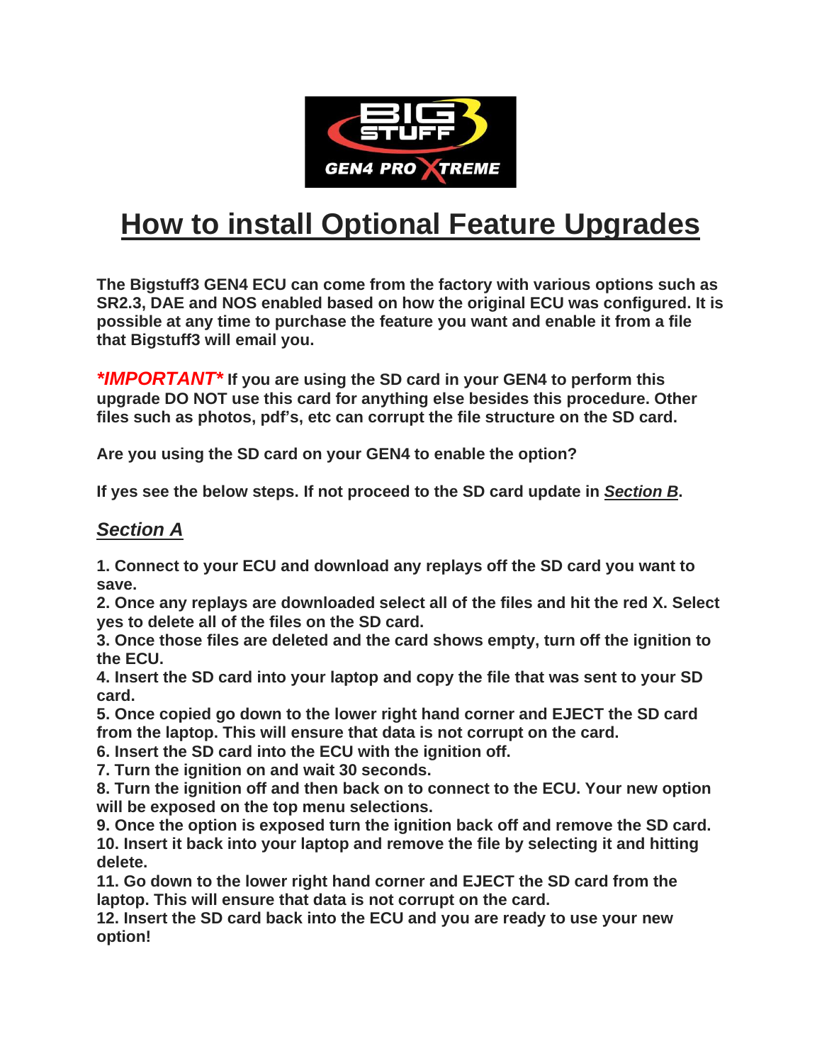# How to install Optional Feature Upgrades

**The Bigstuff3 GEN4 ECU can come from the factory with various options such as SR2.3, DAE and NOS enabled based on how the original ECU was configured. It is possible at any time to purchase the feature you want and enable it from a file that Bigstuff3 will email you.**

***\*IMPORTANT\**** **If you are using the SD card in your GEN4 to perform this upgrade DO NOT use this card for anything else besides this procedure. Other files such as photos, pdf's, etc can corrupt the file structure on the SD card.**

**Are you using the SD card on your GEN4 to enable the option?**

**If yes see the below steps. If not proceed to the SD card update in *Section B*.**

## *Section A*

**1. Connect to your ECU and download any replays off the SD card you want to save.**
**2. Once any replays are downloaded select all of the files and hit the red X. Select yes to delete all of the files on the SD card.**
**3. Once those files are deleted and the card shows empty, turn off the ignition to the ECU.**
**4. Insert the SD card into your laptop and copy the file that was sent to your SD card.**
**5. Once copied go down to the lower right hand corner and EJECT the SD card from the laptop. This will ensure that data is not corrupt on the card.**
**6. Insert the SD card into the ECU with the ignition off.**
**7. Turn the ignition on and wait 30 seconds.**
**8. Turn the ignition off and then back on to connect to the ECU. Your new option will be exposed on the top menu selections.**
**9. Once the option is exposed turn the ignition back off and remove the SD card.**
**10. Insert it back into your laptop and remove the file by selecting it and hitting delete.**
**11. Go down to the lower right hand corner and EJECT the SD card from the laptop. This will ensure that data is not corrupt on the card.**
**12. Insert the SD card back into the ECU and you are ready to use your new option!**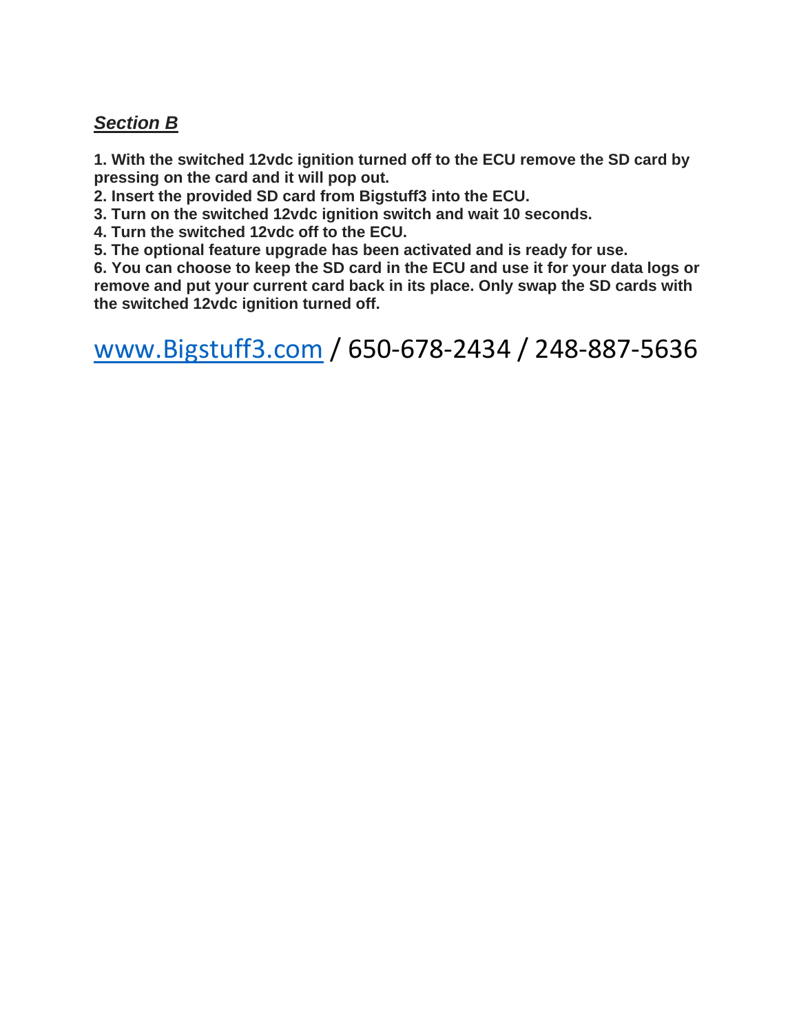## ***Section B***

**1. With the switched 12vdc ignition turned off to the ECU remove the SD card by pressing on the card and it will pop out.**
**2. Insert the provided SD card from Bigstuff3 into the ECU.**
**3. Turn on the switched 12vdc ignition switch and wait 10 seconds.**
**4. Turn the switched 12vdc off to the ECU.**
**5. The optional feature upgrade has been activated and is ready for use.**
**6. You can choose to keep the SD card in the ECU and use it for your data logs or remove and put your current card back in its place. Only swap the SD cards with the switched 12vdc ignition turned off.**

www.Bigstuff3.com / 650-678-2434 / 248-887-5636